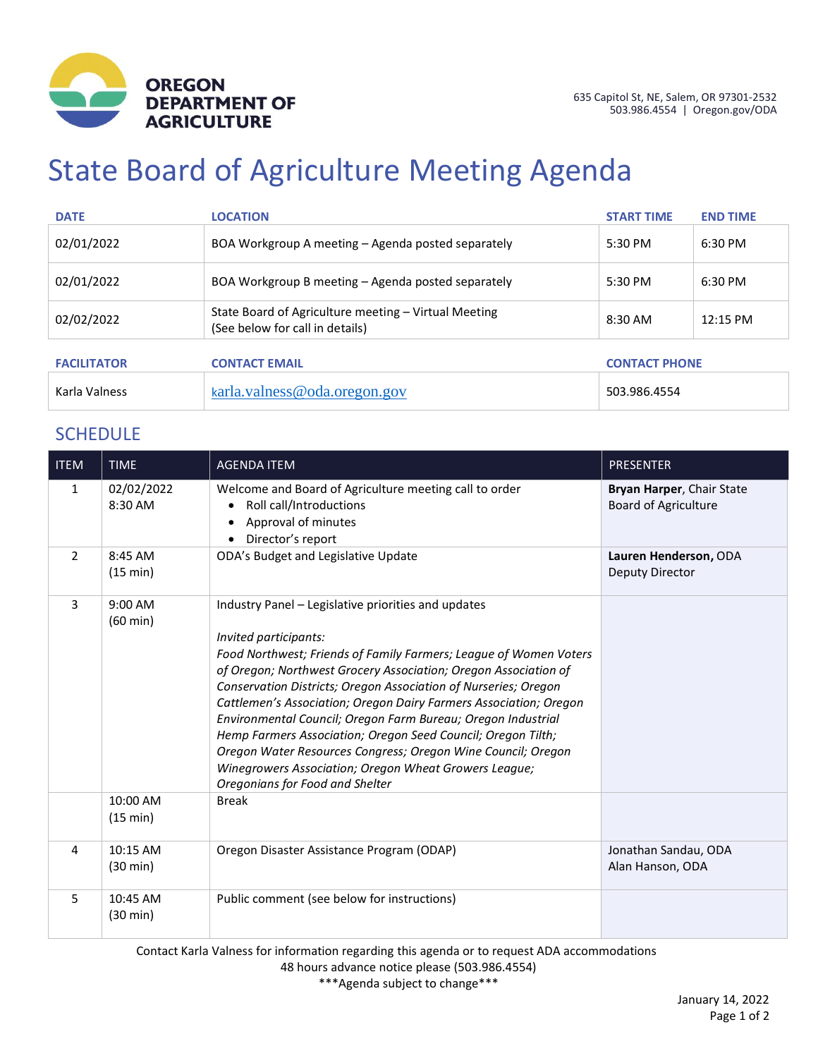**OREGON DEPARTMENT OF AGRICULTURE**

635 Capitol St, NE, Salem, OR 97301-2532
503.986.4554 | Oregon.gov/ODA

# State Board of Agriculture Meeting Agenda

| DATE | LOCATION | START TIME | END TIME |
|---|---|---|---|
| 02/01/2022 | BOA Workgroup A meeting – Agenda posted separately | 5:30 PM | 6:30 PM |
| 02/01/2022 | BOA Workgroup B meeting – Agenda posted separately | 5:30 PM | 6:30 PM |
| 02/02/2022 | State Board of Agriculture meeting – Virtual Meeting (See below for call in details) | 8:30 AM | 12:15 PM |

| FACILITATOR | CONTACT EMAIL | CONTACT PHONE |
|---|---|---|
| Karla Valness | karla.valness@oda.oregon.gov | 503.986.4554 |

## SCHEDULE

| ITEM | TIME | AGENDA ITEM | PRESENTER |
|---|---|---|---|
| 1 | 02/02/2022 8:30 AM | Welcome and Board of Agriculture meeting call to order<br>• Roll call/Introductions<br>• Approval of minutes<br>• Director's report | **Bryan Harper**, Chair State Board of Agriculture |
| 2 | 8:45 AM (15 min) | ODA's Budget and Legislative Update | **Lauren Henderson,** ODA Deputy Director |
| 3 | 9:00 AM (60 min) | Industry Panel – Legislative priorities and updates<br><br>*Invited participants:*<br>*Food Northwest; Friends of Family Farmers; League of Women Voters of Oregon; Northwest Grocery Association; Oregon Association of Conservation Districts; Oregon Association of Nurseries; Oregon Cattlemen's Association; Oregon Dairy Farmers Association; Oregon Environmental Council; Oregon Farm Bureau; Oregon Industrial Hemp Farmers Association; Oregon Seed Council; Oregon Tilth; Oregon Water Resources Congress; Oregon Wine Council; Oregon Winegrowers Association; Oregon Wheat Growers League; Oregonians for Food and Shelter* | |
| | 10:00 AM (15 min) | Break | |
| 4 | 10:15 AM (30 min) | Oregon Disaster Assistance Program (ODAP) | Jonathan Sandau, ODA<br>Alan Hanson, ODA |
| 5 | 10:45 AM (30 min) | Public comment (see below for instructions) | |

Contact Karla Valness for information regarding this agenda or to request ADA accommodations
48 hours advance notice please (503.986.4554)
\*\*\*Agenda subject to change\*\*\*

January 14, 2022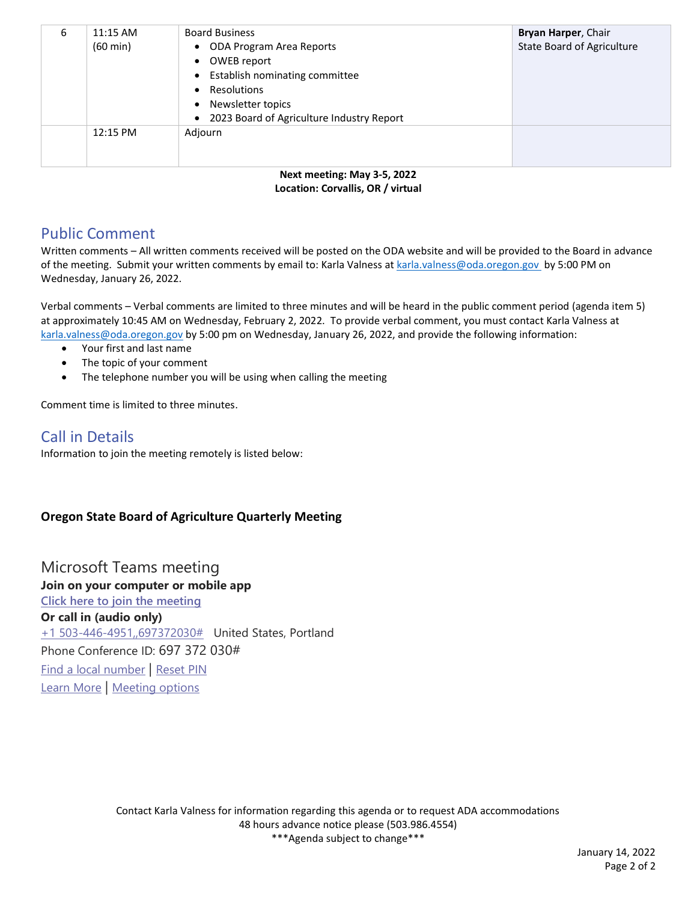| | | | |
|---|---|---|---|
| 6 | 11:15 AM<br>(60 min) | Board Business<br>• ODA Program Area Reports<br>• OWEB report<br>• Establish nominating committee<br>• Resolutions<br>• Newsletter topics<br>• 2023 Board of Agriculture Industry Report | **Bryan Harper**, Chair<br>State Board of Agriculture |
| | 12:15 PM | Adjourn | |

**Next meeting: May 3-5, 2022**
**Location: Corvallis, OR / virtual**

## Public Comment

Written comments – All written comments received will be posted on the ODA website and will be provided to the Board in advance of the meeting. Submit your written comments by email to: Karla Valness at karla.valness@oda.oregon.gov by 5:00 PM on Wednesday, January 26, 2022.

Verbal comments – Verbal comments are limited to three minutes and will be heard in the public comment period (agenda item 5) at approximately 10:45 AM on Wednesday, February 2, 2022. To provide verbal comment, you must contact Karla Valness at karla.valness@oda.oregon.gov by 5:00 pm on Wednesday, January 26, 2022, and provide the following information:

- Your first and last name
- The topic of your comment
- The telephone number you will be using when calling the meeting

Comment time is limited to three minutes.

## Call in Details

Information to join the meeting remotely is listed below:

**Oregon State Board of Agriculture Quarterly Meeting**

Microsoft Teams meeting

**Join on your computer or mobile app**

Click here to join the meeting

**Or call in (audio only)**

+1 503-446-4951,,697372030# United States, Portland

Phone Conference ID: 697 372 030#

Find a local number | Reset PIN

Learn More | Meeting options

Contact Karla Valness for information regarding this agenda or to request ADA accommodations
48 hours advance notice please (503.986.4554)
\*\*\*Agenda subject to change\*\*\*

January 14, 2022